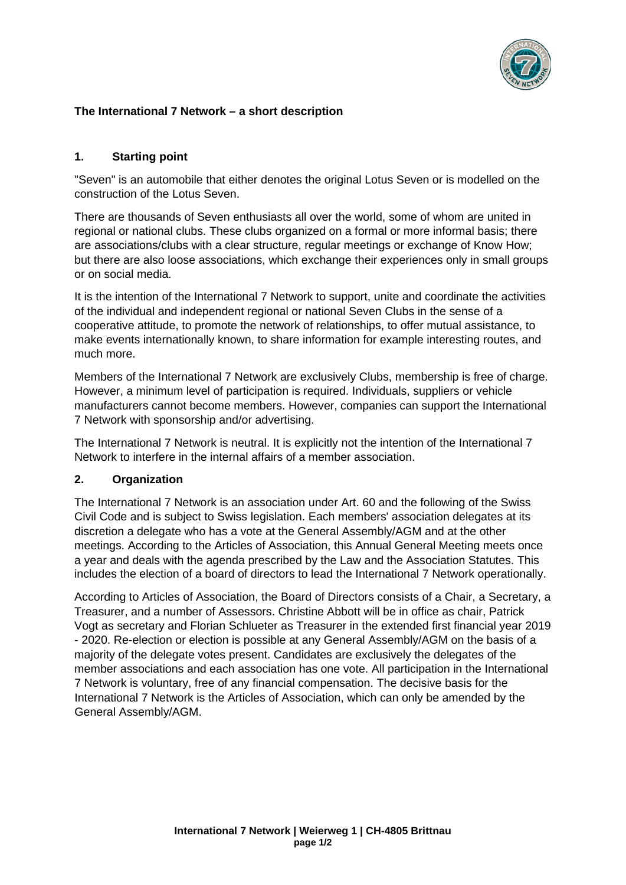**The International 7 Network – a short description**

## 1. Starting point

"Seven" is an automobile that either denotes the original Lotus Seven or is modelled on the construction of the Lotus Seven.

There are thousands of Seven enthusiasts all over the world, some of whom are united in regional or national clubs. These clubs organized on a formal or more informal basis; there are associations/clubs with a clear structure, regular meetings or exchange of Know How; but there are also loose associations, which exchange their experiences only in small groups or on social media.

It is the intention of the International 7 Network to support, unite and coordinate the activities of the individual and independent regional or national Seven Clubs in the sense of a cooperative attitude, to promote the network of relationships, to offer mutual assistance, to make events internationally known, to share information for example interesting routes, and much more.

Members of the International 7 Network are exclusively Clubs, membership is free of charge. However, a minimum level of participation is required. Individuals, suppliers or vehicle manufacturers cannot become members. However, companies can support the International 7 Network with sponsorship and/or advertising.

The International 7 Network is neutral. It is explicitly not the intention of the International 7 Network to interfere in the internal affairs of a member association.

## 2. Organization

The International 7 Network is an association under Art. 60 and the following of the Swiss Civil Code and is subject to Swiss legislation. Each members' association delegates at its discretion a delegate who has a vote at the General Assembly/AGM and at the other meetings. According to the Articles of Association, this Annual General Meeting meets once a year and deals with the agenda prescribed by the Law and the Association Statutes. This includes the election of a board of directors to lead the International 7 Network operationally.

According to Articles of Association, the Board of Directors consists of a Chair, a Secretary, a Treasurer, and a number of Assessors. Christine Abbott will be in office as chair, Patrick Vogt as secretary and Florian Schlueter as Treasurer in the extended first financial year 2019 - 2020. Re-election or election is possible at any General Assembly/AGM on the basis of a majority of the delegate votes present. Candidates are exclusively the delegates of the member associations and each association has one vote. All participation in the International 7 Network is voluntary, free of any financial compensation. The decisive basis for the International 7 Network is the Articles of Association, which can only be amended by the General Assembly/AGM.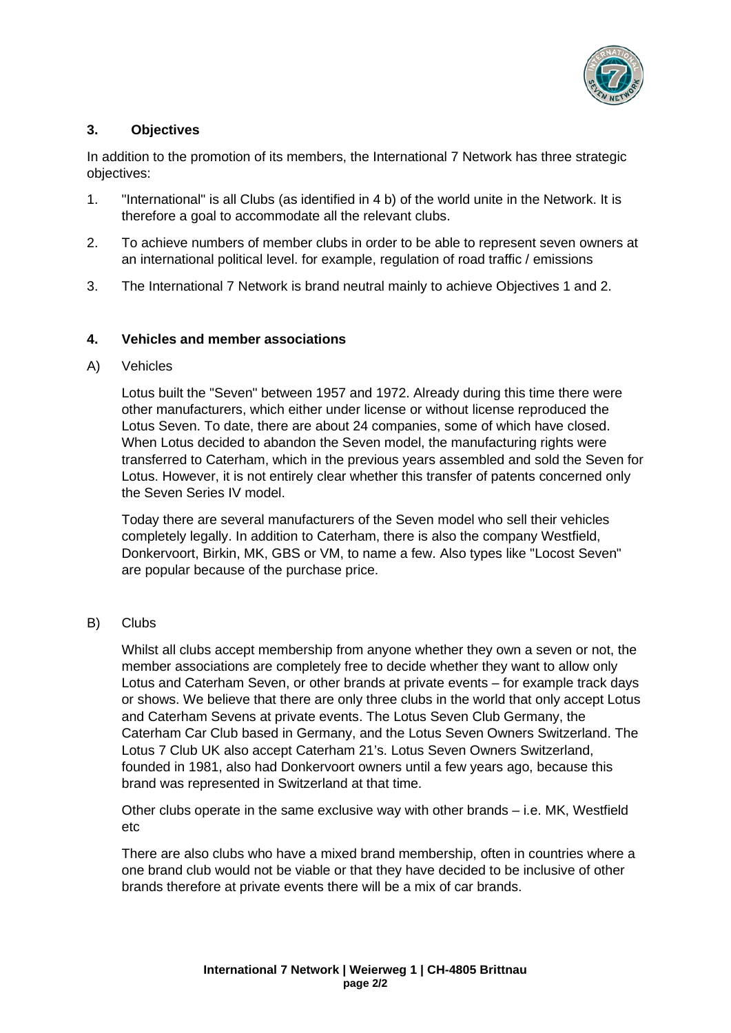### 3. Objectives

In addition to the promotion of its members, the International 7 Network has three strategic objectives:

1. "International" is all Clubs (as identified in 4 b) of the world unite in the Network. It is therefore a goal to accommodate all the relevant clubs.
2. To achieve numbers of member clubs in order to be able to represent seven owners at an international political level. for example, regulation of road traffic / emissions
3. The International 7 Network is brand neutral mainly to achieve Objectives 1 and 2.

### 4. Vehicles and member associations

A) Vehicles

Lotus built the "Seven" between 1957 and 1972. Already during this time there were other manufacturers, which either under license or without license reproduced the Lotus Seven. To date, there are about 24 companies, some of which have closed. When Lotus decided to abandon the Seven model, the manufacturing rights were transferred to Caterham, which in the previous years assembled and sold the Seven for Lotus. However, it is not entirely clear whether this transfer of patents concerned only the Seven Series IV model.

Today there are several manufacturers of the Seven model who sell their vehicles completely legally. In addition to Caterham, there is also the company Westfield, Donkervoort, Birkin, MK, GBS or VM, to name a few. Also types like "Locost Seven" are popular because of the purchase price.

B) Clubs

Whilst all clubs accept membership from anyone whether they own a seven or not, the member associations are completely free to decide whether they want to allow only Lotus and Caterham Seven, or other brands at private events – for example track days or shows. We believe that there are only three clubs in the world that only accept Lotus and Caterham Sevens at private events. The Lotus Seven Club Germany, the Caterham Car Club based in Germany, and the Lotus Seven Owners Switzerland. The Lotus 7 Club UK also accept Caterham 21's. Lotus Seven Owners Switzerland, founded in 1981, also had Donkervoort owners until a few years ago, because this brand was represented in Switzerland at that time.

Other clubs operate in the same exclusive way with other brands – i.e. MK, Westfield etc

There are also clubs who have a mixed brand membership, often in countries where a one brand club would not be viable or that they have decided to be inclusive of other brands therefore at private events there will be a mix of car brands.

**International 7 Network | Weierweg 1 | CH-4805 Brittnau**